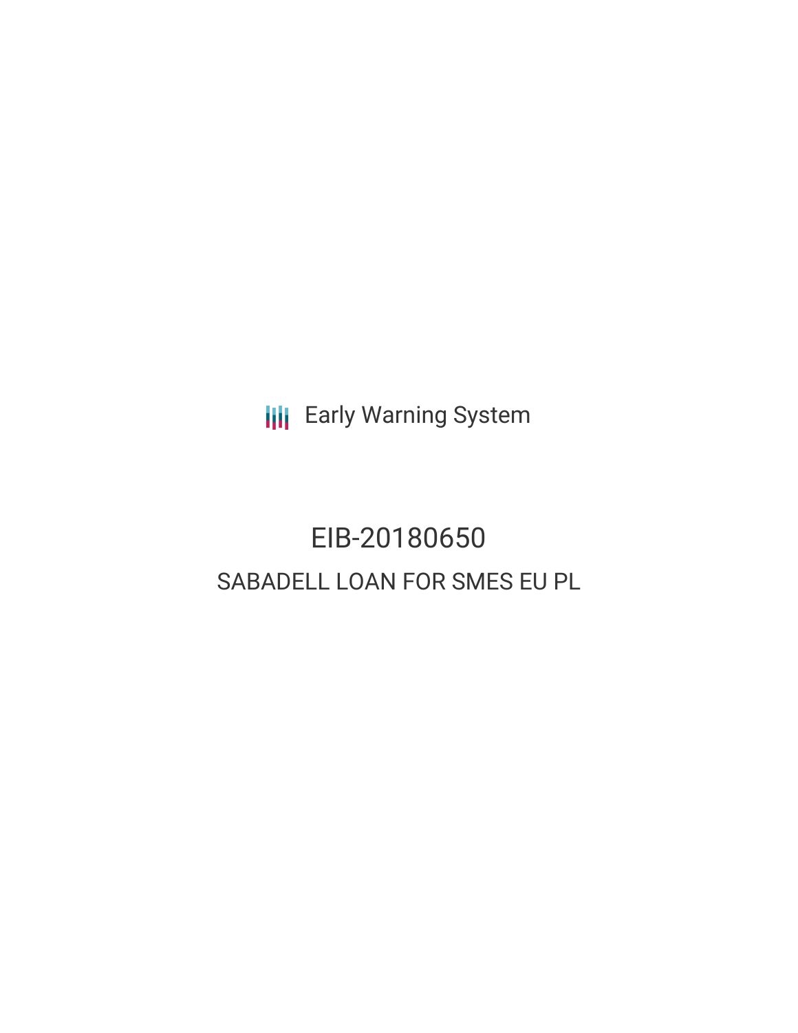Early Warning System

# EIB-20180650

## SABADELL LOAN FOR SMES EU PL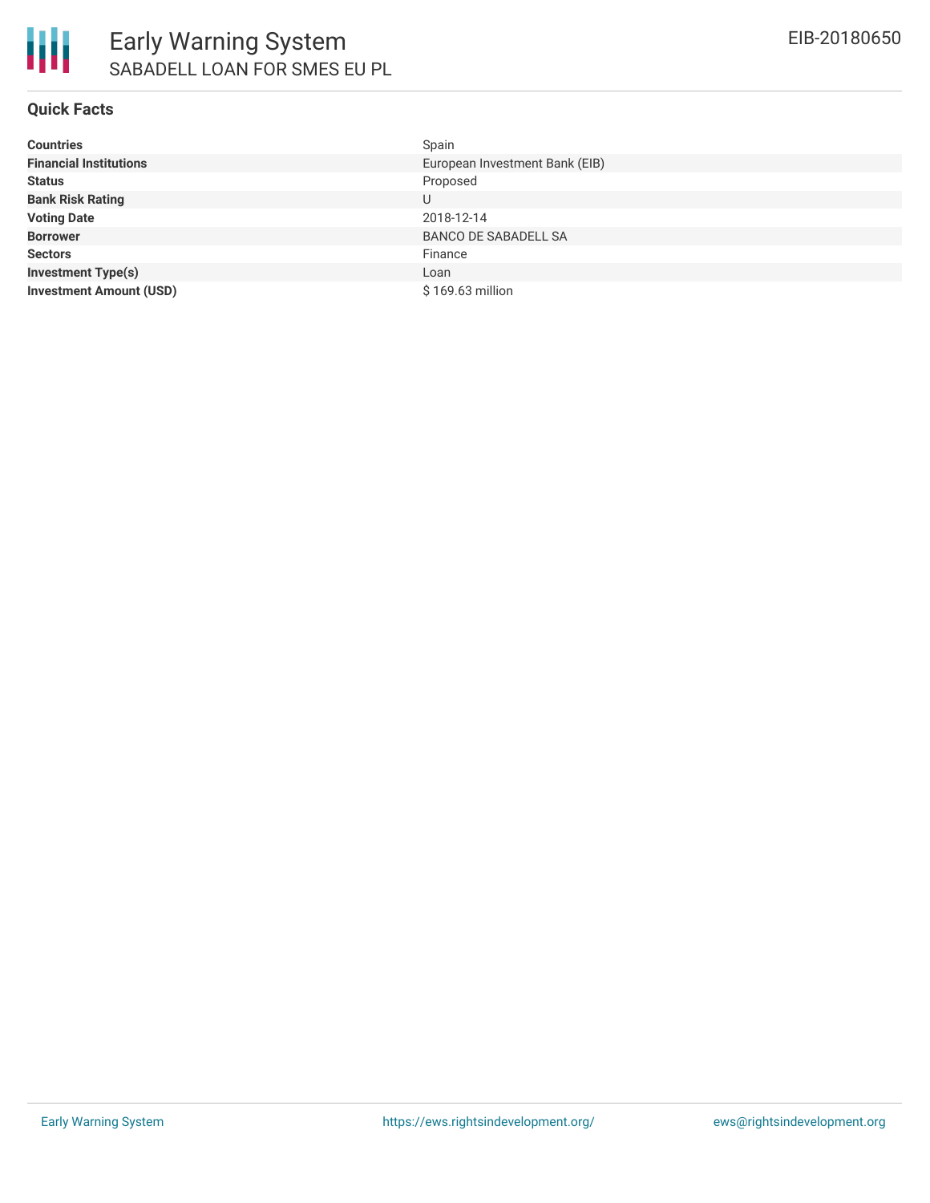# Early Warning System

## SABADELL LOAN FOR SMES EU PL

EIB-20180650

### Quick Facts

| | |
|---|---|
| **Countries** | Spain |
| **Financial Institutions** | European Investment Bank (EIB) |
| **Status** | Proposed |
| **Bank Risk Rating** | U |
| **Voting Date** | 2018-12-14 |
| **Borrower** | BANCO DE SABADELL SA |
| **Sectors** | Finance |
| **Investment Type(s)** | Loan |
| **Investment Amount (USD)** | $ 169.63 million |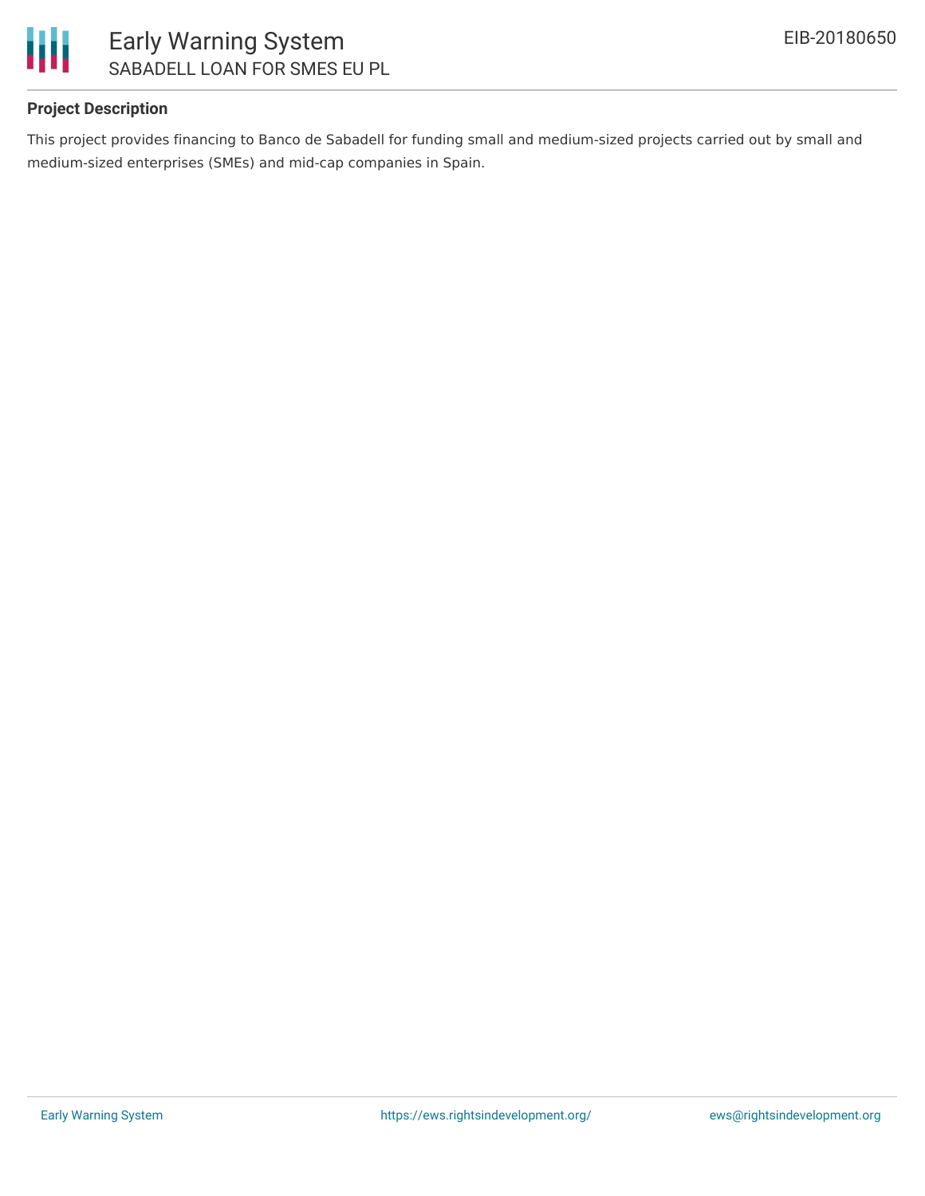## Project Description

This project provides financing to Banco de Sabadell for funding small and medium-sized projects carried out by small and medium-sized enterprises (SMEs) and mid-cap companies in Spain.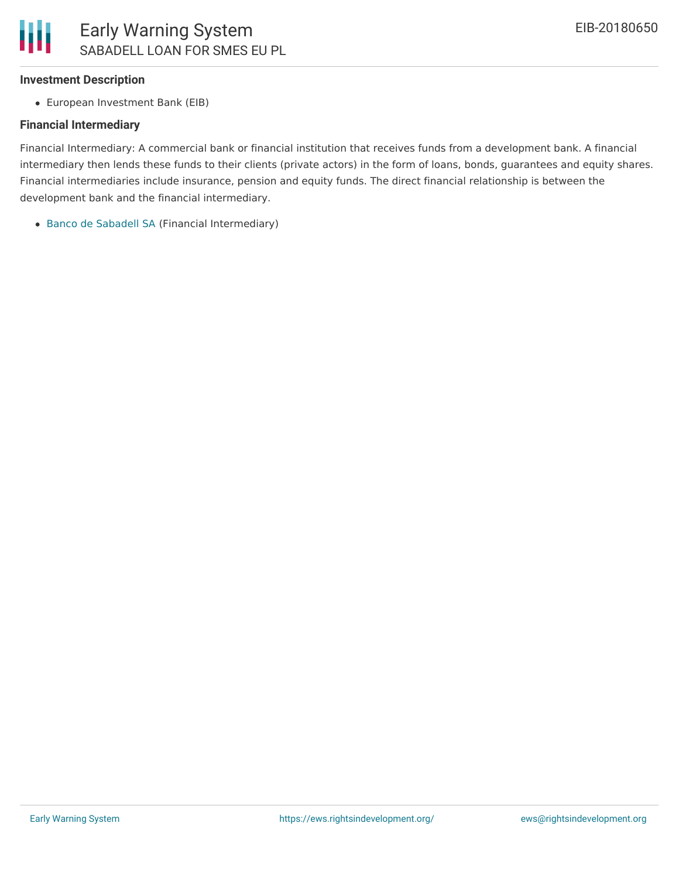#### Investment Description

- European Investment Bank (EIB)

#### Financial Intermediary

Financial Intermediary: A commercial bank or financial institution that receives funds from a development bank. A financial intermediary then lends these funds to their clients (private actors) in the form of loans, bonds, guarantees and equity shares. Financial intermediaries include insurance, pension and equity funds. The direct financial relationship is between the development bank and the financial intermediary.

- Banco de Sabadell SA (Financial Intermediary)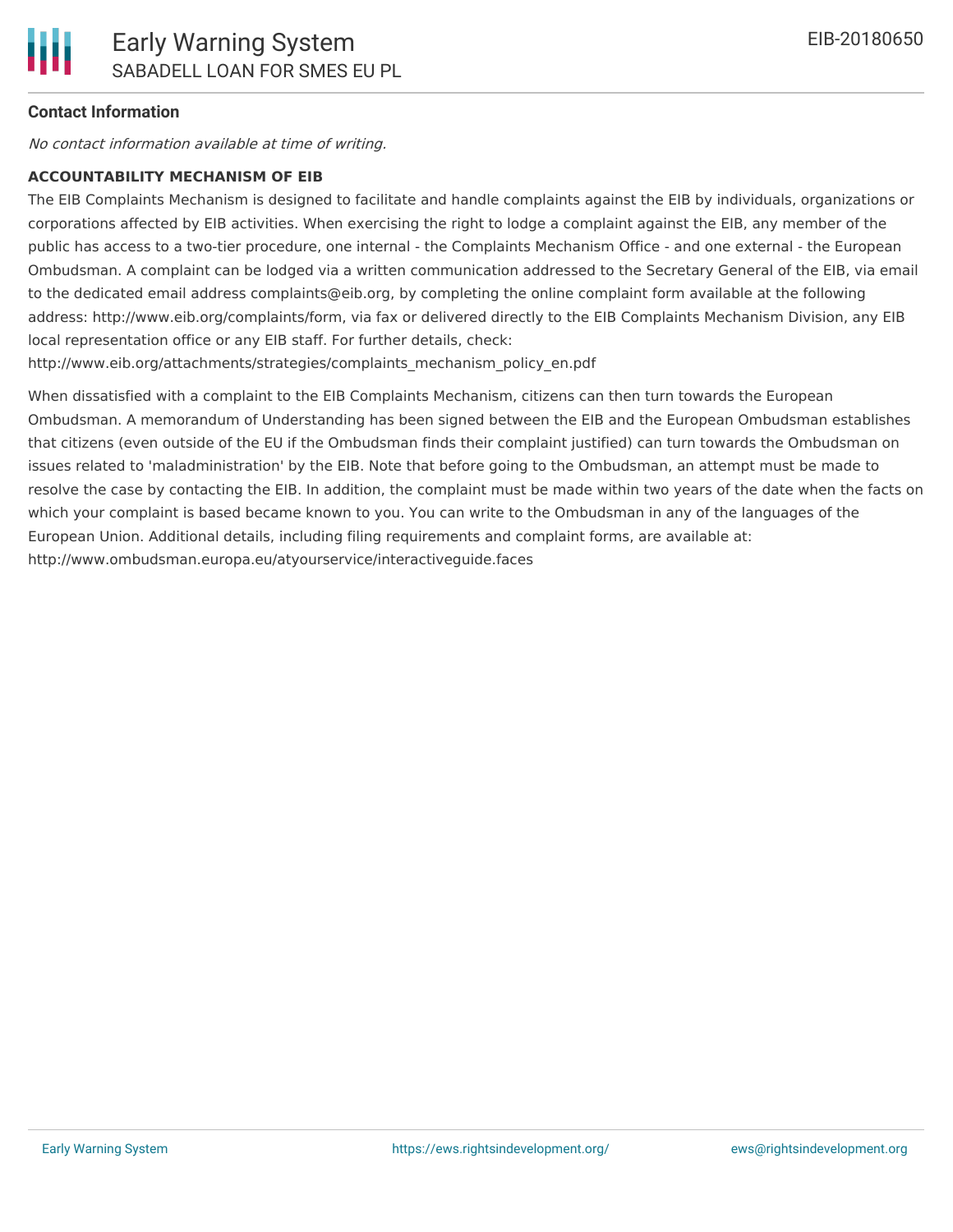### Contact Information

*No contact information available at time of writing.*

**ACCOUNTABILITY MECHANISM OF EIB**

The EIB Complaints Mechanism is designed to facilitate and handle complaints against the EIB by individuals, organizations or corporations affected by EIB activities. When exercising the right to lodge a complaint against the EIB, any member of the public has access to a two-tier procedure, one internal - the Complaints Mechanism Office - and one external - the European Ombudsman. A complaint can be lodged via a written communication addressed to the Secretary General of the EIB, via email to the dedicated email address complaints@eib.org, by completing the online complaint form available at the following address: http://www.eib.org/complaints/form, via fax or delivered directly to the EIB Complaints Mechanism Division, any EIB local representation office or any EIB staff. For further details, check: http://www.eib.org/attachments/strategies/complaints_mechanism_policy_en.pdf

When dissatisfied with a complaint to the EIB Complaints Mechanism, citizens can then turn towards the European Ombudsman. A memorandum of Understanding has been signed between the EIB and the European Ombudsman establishes that citizens (even outside of the EU if the Ombudsman finds their complaint justified) can turn towards the Ombudsman on issues related to 'maladministration' by the EIB. Note that before going to the Ombudsman, an attempt must be made to resolve the case by contacting the EIB. In addition, the complaint must be made within two years of the date when the facts on which your complaint is based became known to you. You can write to the Ombudsman in any of the languages of the European Union. Additional details, including filing requirements and complaint forms, are available at: http://www.ombudsman.europa.eu/atyourservice/interactiveguide.faces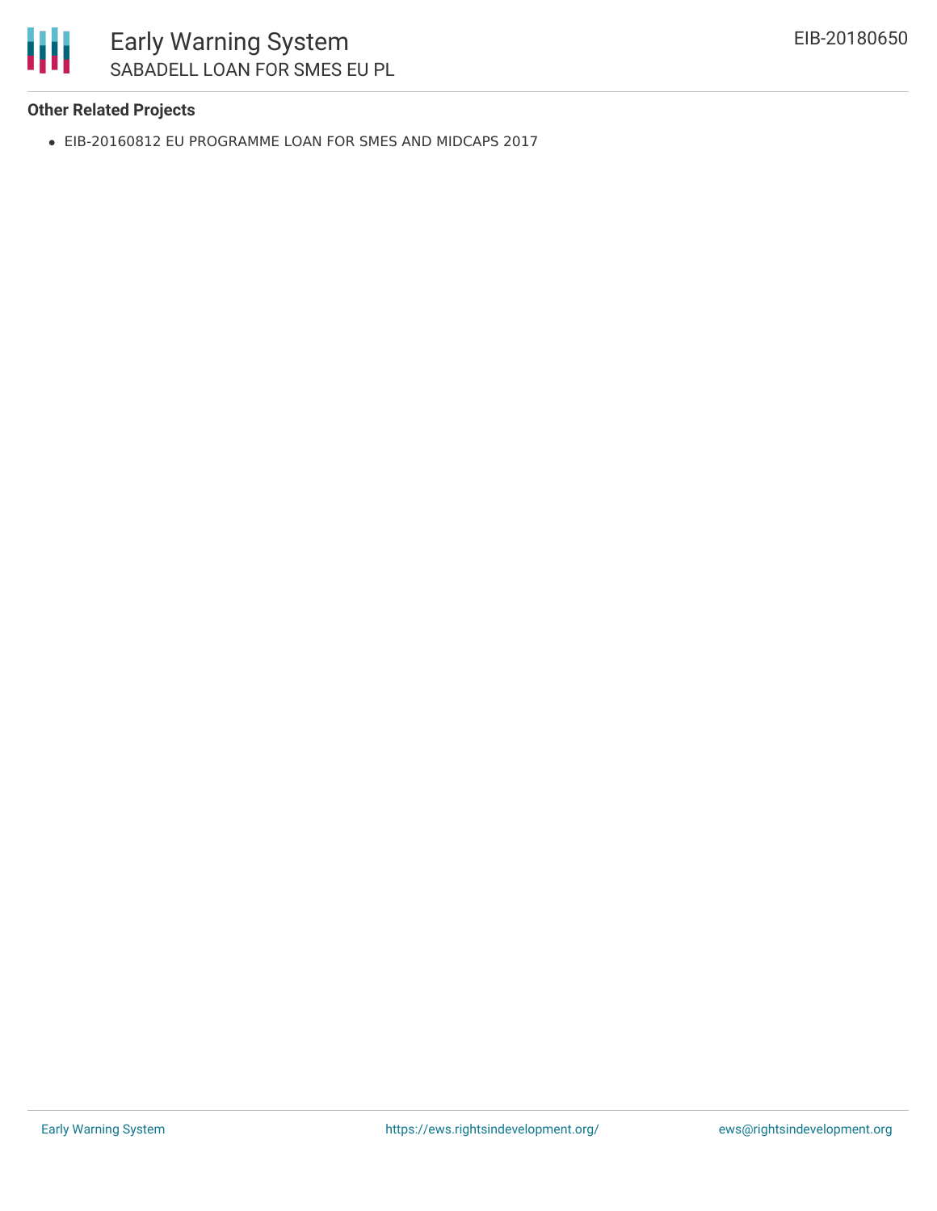**Other Related Projects**

- EIB-20160812 EU PROGRAMME LOAN FOR SMES AND MIDCAPS 2017